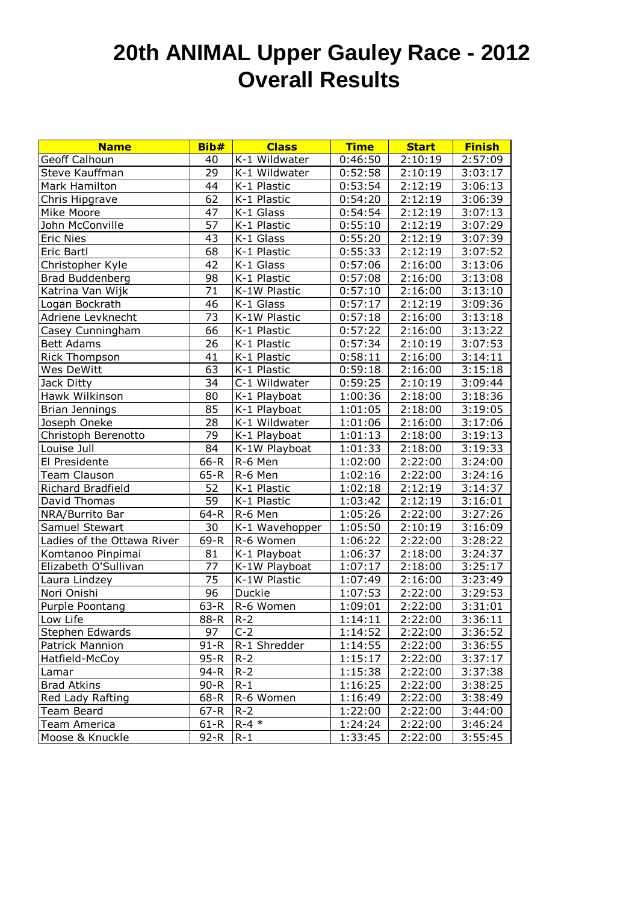# 20th ANIMAL Upper Gauley Race - 2012
# Overall Results

| Name | Bib# | Class | Time | Start | Finish |
|---|---|---|---|---|---|
| Geoff Calhoun | 40 | K-1 Wildwater | 0:46:50 | 2:10:19 | 2:57:09 |
| Steve Kauffman | 29 | K-1 Wildwater | 0:52:58 | 2:10:19 | 3:03:17 |
| Mark Hamilton | 44 | K-1 Plastic | 0:53:54 | 2:12:19 | 3:06:13 |
| Chris Hipgrave | 62 | K-1 Plastic | 0:54:20 | 2:12:19 | 3:06:39 |
| Mike Moore | 47 | K-1 Glass | 0:54:54 | 2:12:19 | 3:07:13 |
| John McConville | 57 | K-1 Plastic | 0:55:10 | 2:12:19 | 3:07:29 |
| Eric Nies | 43 | K-1 Glass | 0:55:20 | 2:12:19 | 3:07:39 |
| Eric Bartl | 68 | K-1 Plastic | 0:55:33 | 2:12:19 | 3:07:52 |
| Christopher Kyle | 42 | K-1 Glass | 0:57:06 | 2:16:00 | 3:13:06 |
| Brad Buddenberg | 98 | K-1 Plastic | 0:57:08 | 2:16:00 | 3:13:08 |
| Katrina Van Wijk | 71 | K-1W Plastic | 0:57:10 | 2:16:00 | 3:13:10 |
| Logan Bockrath | 46 | K-1 Glass | 0:57:17 | 2:12:19 | 3:09:36 |
| Adriene Levknecht | 73 | K-1W Plastic | 0:57:18 | 2:16:00 | 3:13:18 |
| Casey Cunningham | 66 | K-1 Plastic | 0:57:22 | 2:16:00 | 3:13:22 |
| Bett Adams | 26 | K-1 Plastic | 0:57:34 | 2:10:19 | 3:07:53 |
| Rick Thompson | 41 | K-1 Plastic | 0:58:11 | 2:16:00 | 3:14:11 |
| Wes DeWitt | 63 | K-1 Plastic | 0:59:18 | 2:16:00 | 3:15:18 |
| Jack Ditty | 34 | C-1 Wildwater | 0:59:25 | 2:10:19 | 3:09:44 |
| Hawk Wilkinson | 80 | K-1 Playboat | 1:00:36 | 2:18:00 | 3:18:36 |
| Brian Jennings | 85 | K-1 Playboat | 1:01:05 | 2:18:00 | 3:19:05 |
| Joseph Oneke | 28 | K-1 Wildwater | 1:01:06 | 2:16:00 | 3:17:06 |
| Christoph Berenotto | 79 | K-1 Playboat | 1:01:13 | 2:18:00 | 3:19:13 |
| Louise Jull | 84 | K-1W Playboat | 1:01:33 | 2:18:00 | 3:19:33 |
| El Presidente | 66-R | R-6 Men | 1:02:00 | 2:22:00 | 3:24:00 |
| Team Clauson | 65-R | R-6 Men | 1:02:16 | 2:22:00 | 3:24:16 |
| Richard Bradfield | 52 | K-1 Plastic | 1:02:18 | 2:12:19 | 3:14:37 |
| David Thomas | 59 | K-1 Plastic | 1:03:42 | 2:12:19 | 3:16:01 |
| NRA/Burrito Bar | 64-R | R-6 Men | 1:05:26 | 2:22:00 | 3:27:26 |
| Samuel Stewart | 30 | K-1 Wavehopper | 1:05:50 | 2:10:19 | 3:16:09 |
| Ladies of the Ottawa River | 69-R | R-6 Women | 1:06:22 | 2:22:00 | 3:28:22 |
| Komtanoo Pinpimai | 81 | K-1 Playboat | 1:06:37 | 2:18:00 | 3:24:37 |
| Elizabeth O'Sullivan | 77 | K-1W Playboat | 1:07:17 | 2:18:00 | 3:25:17 |
| Laura Lindzey | 75 | K-1W Plastic | 1:07:49 | 2:16:00 | 3:23:49 |
| Nori Onishi | 96 | Duckie | 1:07:53 | 2:22:00 | 3:29:53 |
| Purple Poontang | 63-R | R-6 Women | 1:09:01 | 2:22:00 | 3:31:01 |
| Low Life | 88-R | R-2 | 1:14:11 | 2:22:00 | 3:36:11 |
| Stephen Edwards | 97 | C-2 | 1:14:52 | 2:22:00 | 3:36:52 |
| Patrick Mannion | 91-R | R-1 Shredder | 1:14:55 | 2:22:00 | 3:36:55 |
| Hatfield-McCoy | 95-R | R-2 | 1:15:17 | 2:22:00 | 3:37:17 |
| Lamar | 94-R | R-2 | 1:15:38 | 2:22:00 | 3:37:38 |
| Brad Atkins | 90-R | R-1 | 1:16:25 | 2:22:00 | 3:38:25 |
| Red Lady Rafting | 68-R | R-6 Women | 1:16:49 | 2:22:00 | 3:38:49 |
| Team Beard | 67-R | R-2 | 1:22:00 | 2:22:00 | 3:44:00 |
| Team America | 61-R | R-4 * | 1:24:24 | 2:22:00 | 3:46:24 |
| Moose & Knuckle | 92-R | R-1 | 1:33:45 | 2:22:00 | 3:55:45 |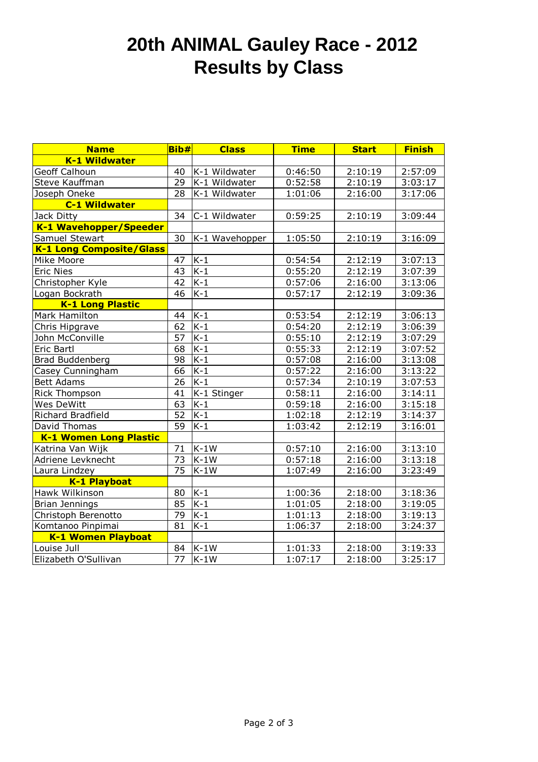# 20th ANIMAL Gauley Race - 2012
# Results by Class

| Name | Bib# | Class | Time | Start | Finish |
|---|---|---|---|---|---|
| **K-1 Wildwater** | | | | | |
| Geoff Calhoun | 40 | K-1 Wildwater | 0:46:50 | 2:10:19 | 2:57:09 |
| Steve Kauffman | 29 | K-1 Wildwater | 0:52:58 | 2:10:19 | 3:03:17 |
| Joseph Oneke | 28 | K-1 Wildwater | 1:01:06 | 2:16:00 | 3:17:06 |
| **C-1 Wildwater** | | | | | |
| Jack Ditty | 34 | C-1 Wildwater | 0:59:25 | 2:10:19 | 3:09:44 |
| **K-1 Wavehopper/Speeder** | | | | | |
| Samuel Stewart | 30 | K-1 Wavehopper | 1:05:50 | 2:10:19 | 3:16:09 |
| **K-1 Long Composite/Glass** | | | | | |
| Mike Moore | 47 | K-1 | 0:54:54 | 2:12:19 | 3:07:13 |
| Eric Nies | 43 | K-1 | 0:55:20 | 2:12:19 | 3:07:39 |
| Christopher Kyle | 42 | K-1 | 0:57:06 | 2:16:00 | 3:13:06 |
| Logan Bockrath | 46 | K-1 | 0:57:17 | 2:12:19 | 3:09:36 |
| **K-1 Long Plastic** | | | | | |
| Mark Hamilton | 44 | K-1 | 0:53:54 | 2:12:19 | 3:06:13 |
| Chris Hipgrave | 62 | K-1 | 0:54:20 | 2:12:19 | 3:06:39 |
| John McConville | 57 | K-1 | 0:55:10 | 2:12:19 | 3:07:29 |
| Eric Bartl | 68 | K-1 | 0:55:33 | 2:12:19 | 3:07:52 |
| Brad Buddenberg | 98 | K-1 | 0:57:08 | 2:16:00 | 3:13:08 |
| Casey Cunningham | 66 | K-1 | 0:57:22 | 2:16:00 | 3:13:22 |
| Bett Adams | 26 | K-1 | 0:57:34 | 2:10:19 | 3:07:53 |
| Rick Thompson | 41 | K-1 Stinger | 0:58:11 | 2:16:00 | 3:14:11 |
| Wes DeWitt | 63 | K-1 | 0:59:18 | 2:16:00 | 3:15:18 |
| Richard Bradfield | 52 | K-1 | 1:02:18 | 2:12:19 | 3:14:37 |
| David Thomas | 59 | K-1 | 1:03:42 | 2:12:19 | 3:16:01 |
| **K-1 Women Long Plastic** | | | | | |
| Katrina Van Wijk | 71 | K-1W | 0:57:10 | 2:16:00 | 3:13:10 |
| Adriene Levknecht | 73 | K-1W | 0:57:18 | 2:16:00 | 3:13:18 |
| Laura Lindzey | 75 | K-1W | 1:07:49 | 2:16:00 | 3:23:49 |
| **K-1 Playboat** | | | | | |
| Hawk Wilkinson | 80 | K-1 | 1:00:36 | 2:18:00 | 3:18:36 |
| Brian Jennings | 85 | K-1 | 1:01:05 | 2:18:00 | 3:19:05 |
| Christoph Berenotto | 79 | K-1 | 1:01:13 | 2:18:00 | 3:19:13 |
| Komtanoo Pinpimai | 81 | K-1 | 1:06:37 | 2:18:00 | 3:24:37 |
| **K-1 Women Playboat** | | | | | |
| Louise Jull | 84 | K-1W | 1:01:33 | 2:18:00 | 3:19:33 |
| Elizabeth O'Sullivan | 77 | K-1W | 1:07:17 | 2:18:00 | 3:25:17 |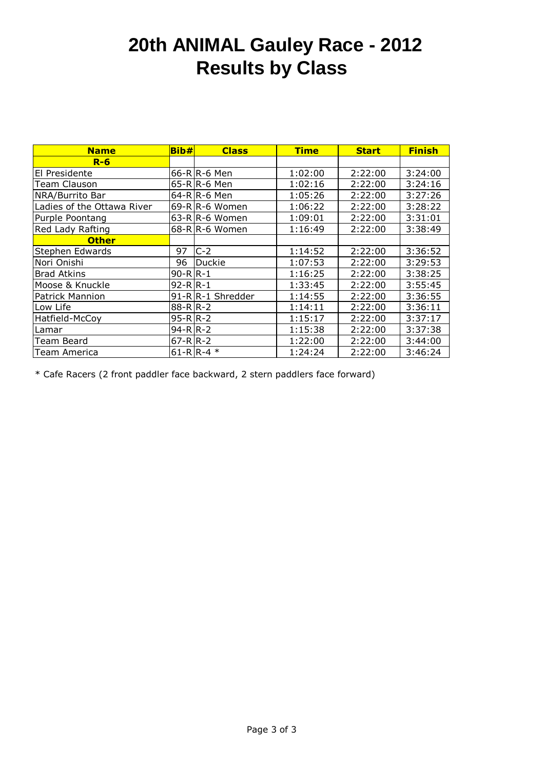# 20th ANIMAL Gauley Race - 2012
# Results by Class

| Name | Bib# | Class | Time | Start | Finish |
|---|---|---|---|---|---|
| **R-6** | | | | | |
| El Presidente | 66-R | R-6 Men | 1:02:00 | 2:22:00 | 3:24:00 |
| Team Clauson | 65-R | R-6 Men | 1:02:16 | 2:22:00 | 3:24:16 |
| NRA/Burrito Bar | 64-R | R-6 Men | 1:05:26 | 2:22:00 | 3:27:26 |
| Ladies of the Ottawa River | 69-R | R-6 Women | 1:06:22 | 2:22:00 | 3:28:22 |
| Purple Poontang | 63-R | R-6 Women | 1:09:01 | 2:22:00 | 3:31:01 |
| Red Lady Rafting | 68-R | R-6 Women | 1:16:49 | 2:22:00 | 3:38:49 |
| **Other** | | | | | |
| Stephen Edwards | 97 | C-2 | 1:14:52 | 2:22:00 | 3:36:52 |
| Nori Onishi | 96 | Duckie | 1:07:53 | 2:22:00 | 3:29:53 |
| Brad Atkins | 90-R | R-1 | 1:16:25 | 2:22:00 | 3:38:25 |
| Moose & Knuckle | 92-R | R-1 | 1:33:45 | 2:22:00 | 3:55:45 |
| Patrick Mannion | 91-R | R-1 Shredder | 1:14:55 | 2:22:00 | 3:36:55 |
| Low Life | 88-R | R-2 | 1:14:11 | 2:22:00 | 3:36:11 |
| Hatfield-McCoy | 95-R | R-2 | 1:15:17 | 2:22:00 | 3:37:17 |
| Lamar | 94-R | R-2 | 1:15:38 | 2:22:00 | 3:37:38 |
| Team Beard | 67-R | R-2 | 1:22:00 | 2:22:00 | 3:44:00 |
| Team America | 61-R | R-4 * | 1:24:24 | 2:22:00 | 3:46:24 |

* Cafe Racers (2 front paddler face backward, 2 stern paddlers face forward)